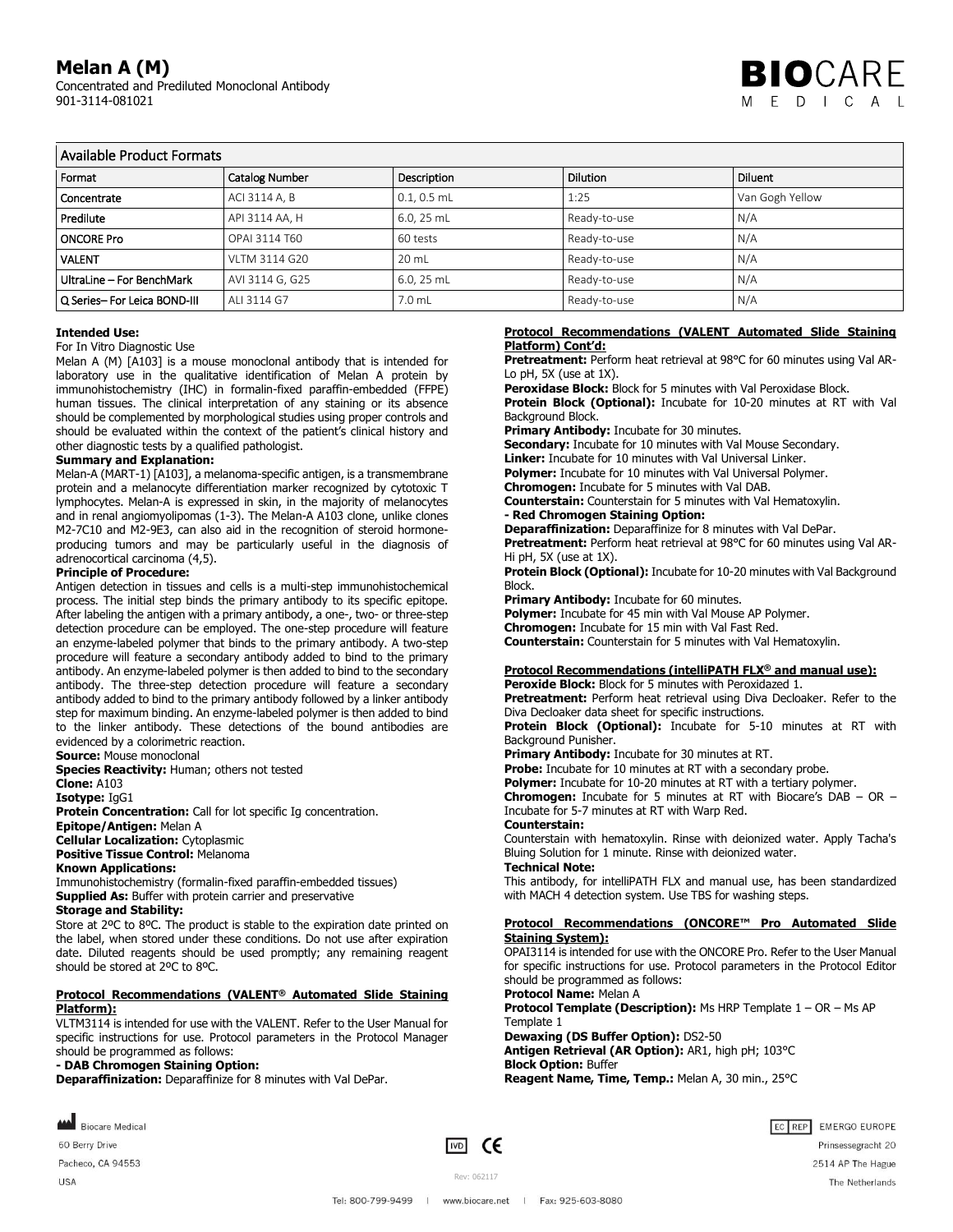# Melan A (M)

Concentrated and Prediluted Monoclonal Antibody
901-3114-081021

BIOCARE MEDICAL

| Available Product Formats | | | | |
|---|---|---|---|---|
| Format | Catalog Number | Description | Dilution | Diluent |
| Concentrate | ACI 3114 A, B | 0.1, 0.5 mL | 1:25 | Van Gogh Yellow |
| Predilute | API 3114 AA, H | 6.0, 25 mL | Ready-to-use | N/A |
| ONCORE Pro | OPAI 3114 T60 | 60 tests | Ready-to-use | N/A |
| VALENT | VLTM 3114 G20 | 20 mL | Ready-to-use | N/A |
| UltraLine – For BenchMark | AVI 3114 G, G25 | 6.0, 25 mL | Ready-to-use | N/A |
| Q Series– For Leica BOND-III | ALI 3114 G7 | 7.0 mL | Ready-to-use | N/A |

**Intended Use:**
For In Vitro Diagnostic Use
Melan A (M) [A103] is a mouse monoclonal antibody that is intended for laboratory use in the qualitative identification of Melan A protein by immunohistochemistry (IHC) in formalin-fixed paraffin-embedded (FFPE) human tissues. The clinical interpretation of any staining or its absence should be complemented by morphological studies using proper controls and should be evaluated within the context of the patient's clinical history and other diagnostic tests by a qualified pathologist.

**Summary and Explanation:**
Melan-A (MART-1) [A103], a melanoma-specific antigen, is a transmembrane protein and a melanocyte differentiation marker recognized by cytotoxic T lymphocytes. Melan-A is expressed in skin, in the majority of melanocytes and in renal angiomyolipomas (1-3). The Melan-A A103 clone, unlike clones M2-7C10 and M2-9E3, can also aid in the recognition of steroid hormone-producing tumors and may be particularly useful in the diagnosis of adrenocortical carcinoma (4,5).

**Principle of Procedure:**
Antigen detection in tissues and cells is a multi-step immunohistochemical process. The initial step binds the primary antibody to its specific epitope. After labeling the antigen with a primary antibody, a one-, two- or three-step detection procedure can be employed. The one-step procedure will feature an enzyme-labeled polymer that binds to the primary antibody. A two-step procedure will feature a secondary antibody added to bind to the primary antibody. An enzyme-labeled polymer is then added to bind to the secondary antibody. The three-step detection procedure will feature a secondary antibody added to bind to the primary antibody followed by a linker antibody step for maximum binding. An enzyme-labeled polymer is then added to bind to the linker antibody. These detections of the bound antibodies are evidenced by a colorimetric reaction.

**Source:** Mouse monoclonal
**Species Reactivity:** Human; others not tested
**Clone:** A103
**Isotype:** IgG1
**Protein Concentration:** Call for lot specific Ig concentration.
**Epitope/Antigen:** Melan A
**Cellular Localization:** Cytoplasmic
**Positive Tissue Control:** Melanoma
**Known Applications:**
Immunohistochemistry (formalin-fixed paraffin-embedded tissues)
**Supplied As:** Buffer with protein carrier and preservative
**Storage and Stability:**
Store at 2ºC to 8ºC. The product is stable to the expiration date printed on the label, when stored under these conditions. Do not use after expiration date. Diluted reagents should be used promptly; any remaining reagent should be stored at 2ºC to 8ºC.

**Protocol Recommendations (VALENT® Automated Slide Staining Platform):**
VLTM3114 is intended for use with the VALENT. Refer to the User Manual for specific instructions for use. Protocol parameters in the Protocol Manager should be programmed as follows:
**- DAB Chromogen Staining Option:**
**Deparaffinization:** Deparaffinize for 8 minutes with Val DePar.

**Protocol Recommendations (VALENT Automated Slide Staining Platform) Cont'd:**
**Pretreatment:** Perform heat retrieval at 98°C for 60 minutes using Val AR-Lo pH, 5X (use at 1X).
**Peroxidase Block:** Block for 5 minutes with Val Peroxidase Block.
**Protein Block (Optional):** Incubate for 10-20 minutes at RT with Val Background Block.
**Primary Antibody:** Incubate for 30 minutes.
**Secondary:** Incubate for 10 minutes with Val Mouse Secondary.
**Linker:** Incubate for 10 minutes with Val Universal Linker.
**Polymer:** Incubate for 10 minutes with Val Universal Polymer.
**Chromogen:** Incubate for 5 minutes with Val DAB.
**Counterstain:** Counterstain for 5 minutes with Val Hematoxylin.
**- Red Chromogen Staining Option:**
**Deparaffinization:** Deparaffinize for 8 minutes with Val DePar.
**Pretreatment:** Perform heat retrieval at 98°C for 60 minutes using Val AR-Hi pH, 5X (use at 1X).
**Protein Block (Optional):** Incubate for 10-20 minutes with Val Background Block.
**Primary Antibody:** Incubate for 60 minutes.
**Polymer:** Incubate for 45 min with Val Mouse AP Polymer.
**Chromogen:** Incubate for 15 min with Val Fast Red.
**Counterstain:** Counterstain for 5 minutes with Val Hematoxylin.

**Protocol Recommendations (intelliPATH FLX® and manual use):**
**Peroxide Block:** Block for 5 minutes with Peroxidazed 1.
**Pretreatment:** Perform heat retrieval using Diva Decloaker. Refer to the Diva Decloaker data sheet for specific instructions.
**Protein Block (Optional):** Incubate for 5-10 minutes at RT with Background Punisher.
**Primary Antibody:** Incubate for 30 minutes at RT.
**Probe:** Incubate for 10 minutes at RT with a secondary probe.
**Polymer:** Incubate for 10-20 minutes at RT with a tertiary polymer.
**Chromogen:** Incubate for 5 minutes at RT with Biocare's DAB – OR – Incubate for 5-7 minutes at RT with Warp Red.
**Counterstain:**
Counterstain with hematoxylin. Rinse with deionized water. Apply Tacha's Bluing Solution for 1 minute. Rinse with deionized water.
**Technical Note:**
This antibody, for intelliPATH FLX and manual use, has been standardized with MACH 4 detection system. Use TBS for washing steps.

**Protocol Recommendations (ONCORE™ Pro Automated Slide Staining System):**
OPAI3114 is intended for use with the ONCORE Pro. Refer to the User Manual for specific instructions for use. Protocol parameters in the Protocol Editor should be programmed as follows:
**Protocol Name:** Melan A
**Protocol Template (Description):** Ms HRP Template 1 – OR – Ms AP Template 1
**Dewaxing (DS Buffer Option):** DS2-50
**Antigen Retrieval (AR Option):** AR1, high pH; 103°C
**Block Option:** Buffer
**Reagent Name, Time, Temp.:** Melan A, 30 min., 25°C

Biocare Medical
60 Berry Drive
Pacheco, CA 94553
USA

IVD CE

Rev: 062117

EC REP EMERGO EUROPE
Prinsessegracht 20
2514 AP The Hague
The Netherlands

Tel: 800-799-9499 | www.biocare.net | Fax: 925-603-8080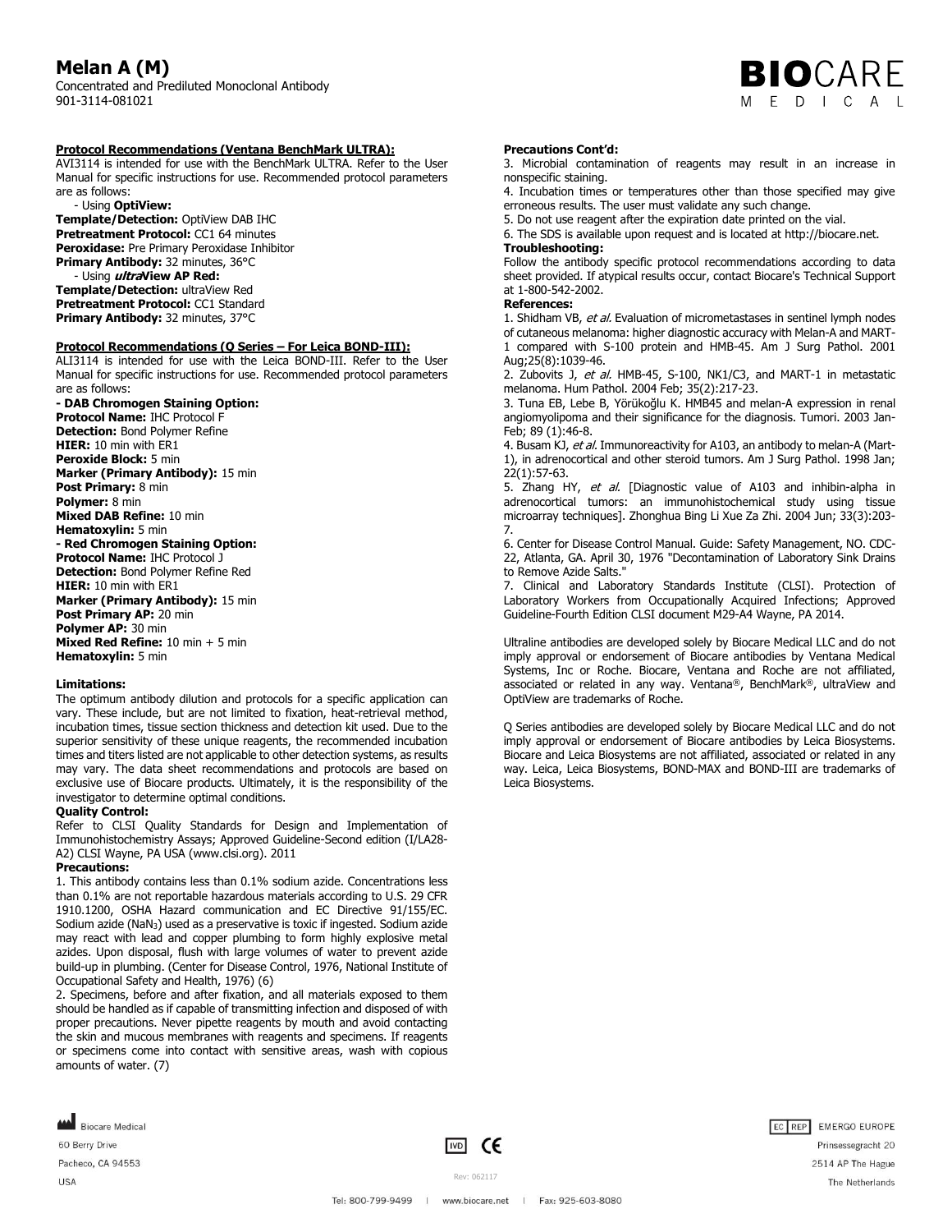# Melan A (M)

Concentrated and Prediluted Monoclonal Antibody
901-3114-081021

**Protocol Recommendations (Ventana BenchMark ULTRA):**

AVI3114 is intended for use with the BenchMark ULTRA. Refer to the User Manual for specific instructions for use. Recommended protocol parameters are as follows:

- Using **OptiView:**

**Template/Detection:** OptiView DAB IHC
**Pretreatment Protocol:** CC1 64 minutes
**Peroxidase:** Pre Primary Peroxidase Inhibitor
**Primary Antibody:** 32 minutes, 36°C

- Using ***ultra*View AP Red:**

**Template/Detection:** ultraView Red
**Pretreatment Protocol:** CC1 Standard
**Primary Antibody:** 32 minutes, 37°C

**Protocol Recommendations (Q Series – For Leica BOND-III):**

ALI3114 is intended for use with the Leica BOND-III. Refer to the User Manual for specific instructions for use. Recommended protocol parameters are as follows:

**- DAB Chromogen Staining Option:**
**Protocol Name:** IHC Protocol F
**Detection:** Bond Polymer Refine
**HIER:** 10 min with ER1
**Peroxide Block:** 5 min
**Marker (Primary Antibody):** 15 min
**Post Primary:** 8 min
**Polymer:** 8 min
**Mixed DAB Refine:** 10 min
**Hematoxylin:** 5 min

**- Red Chromogen Staining Option:**
**Protocol Name:** IHC Protocol J
**Detection:** Bond Polymer Refine Red
**HIER:** 10 min with ER1
**Marker (Primary Antibody):** 15 min
**Post Primary AP:** 20 min
**Polymer AP:** 30 min
**Mixed Red Refine:** 10 min + 5 min
**Hematoxylin:** 5 min

**Limitations:**

The optimum antibody dilution and protocols for a specific application can vary. These include, but are not limited to fixation, heat-retrieval method, incubation times, tissue section thickness and detection kit used. Due to the superior sensitivity of these unique reagents, the recommended incubation times and titers listed are not applicable to other detection systems, as results may vary. The data sheet recommendations and protocols are based on exclusive use of Biocare products. Ultimately, it is the responsibility of the investigator to determine optimal conditions.

**Quality Control:**

Refer to CLSI Quality Standards for Design and Implementation of Immunohistochemistry Assays; Approved Guideline-Second edition (I/LA28-A2) CLSI Wayne, PA USA (www.clsi.org). 2011

**Precautions:**

1. This antibody contains less than 0.1% sodium azide. Concentrations less than 0.1% are not reportable hazardous materials according to U.S. 29 CFR 1910.1200, OSHA Hazard communication and EC Directive 91/155/EC. Sodium azide ($NaN_3$) used as a preservative is toxic if ingested. Sodium azide may react with lead and copper plumbing to form highly explosive metal azides. Upon disposal, flush with large volumes of water to prevent azide build-up in plumbing. (Center for Disease Control, 1976, National Institute of Occupational Safety and Health, 1976) (6)
2. Specimens, before and after fixation, and all materials exposed to them should be handled as if capable of transmitting infection and disposed of with proper precautions. Never pipette reagents by mouth and avoid contacting the skin and mucous membranes with reagents and specimens. If reagents or specimens come into contact with sensitive areas, wash with copious amounts of water. (7)

**Precautions Cont'd:**

3. Microbial contamination of reagents may result in an increase in nonspecific staining.
4. Incubation times or temperatures other than those specified may give erroneous results. The user must validate any such change.
5. Do not use reagent after the expiration date printed on the vial.
6. The SDS is available upon request and is located at http://biocare.net.

**Troubleshooting:**

Follow the antibody specific protocol recommendations according to data sheet provided. If atypical results occur, contact Biocare's Technical Support at 1-800-542-2002.

**References:**

1. Shidham VB, *et al*. Evaluation of micrometastases in sentinel lymph nodes of cutaneous melanoma: higher diagnostic accuracy with Melan-A and MART-1 compared with S-100 protein and HMB-45. Am J Surg Pathol. 2001 Aug;25(8):1039-46.
2. Zubovits J, *et al*. HMB-45, S-100, NK1/C3, and MART-1 in metastatic melanoma. Hum Pathol. 2004 Feb; 35(2):217-23.
3. Tuna EB, Lebe B, Yörükoğlu K. HMB45 and melan-A expression in renal angiomyolipoma and their significance for the diagnosis. Tumori. 2003 Jan-Feb; 89 (1):46-8.
4. Busam KJ, *et al*. Immunoreactivity for A103, an antibody to melan-A (Mart-1), in adrenocortical and other steroid tumors. Am J Surg Pathol. 1998 Jan; 22(1):57-63.
5. Zhang HY, *et al*. [Diagnostic value of A103 and inhibin-alpha in adrenocortical tumors: an immunohistochemical study using tissue microarray techniques]. Zhonghua Bing Li Xue Za Zhi. 2004 Jun; 33(3):203-7.
6. Center for Disease Control Manual. Guide: Safety Management, NO. CDC-22, Atlanta, GA. April 30, 1976 "Decontamination of Laboratory Sink Drains to Remove Azide Salts."
7. Clinical and Laboratory Standards Institute (CLSI). Protection of Laboratory Workers from Occupationally Acquired Infections; Approved Guideline-Fourth Edition CLSI document M29-A4 Wayne, PA 2014.

Ultraline antibodies are developed solely by Biocare Medical LLC and do not imply approval or endorsement of Biocare antibodies by Ventana Medical Systems, Inc or Roche. Biocare, Ventana and Roche are not affiliated, associated or related in any way. Ventana®, BenchMark®, ultraView and OptiView are trademarks of Roche.

Q Series antibodies are developed solely by Biocare Medical LLC and do not imply approval or endorsement of Biocare antibodies by Leica Biosystems. Biocare and Leica Biosystems are not affiliated, associated or related in any way. Leica, Leica Biosystems, BOND-MAX and BOND-III are trademarks of Leica Biosystems.